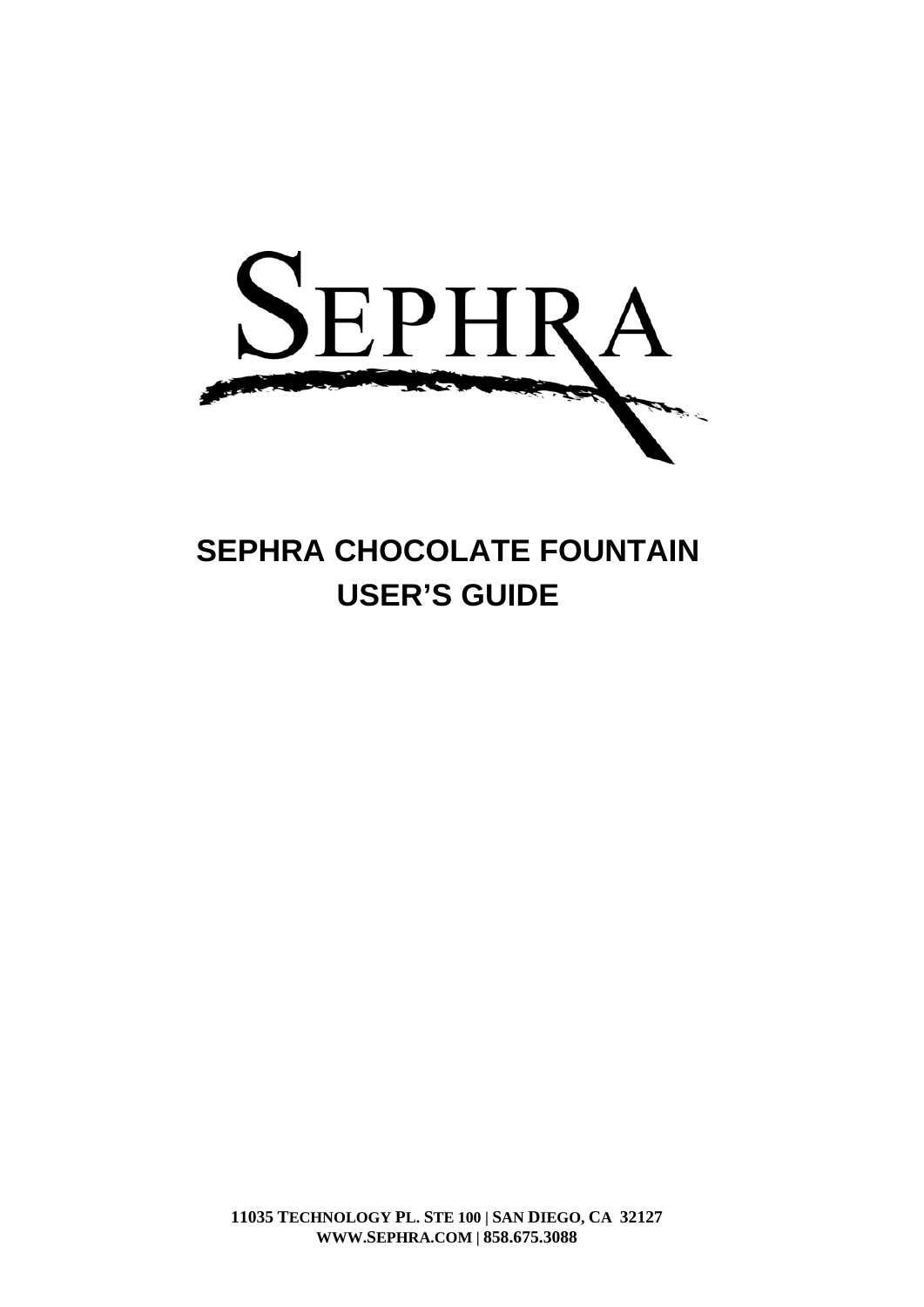SEPHRA

# SEPHRA CHOCOLATE FOUNTAIN USER'S GUIDE

**11035 TECHNOLOGY PL. STE 100 | SAN DIEGO, CA 32127**
**WWW.SEPHRA.COM | 858.675.3088**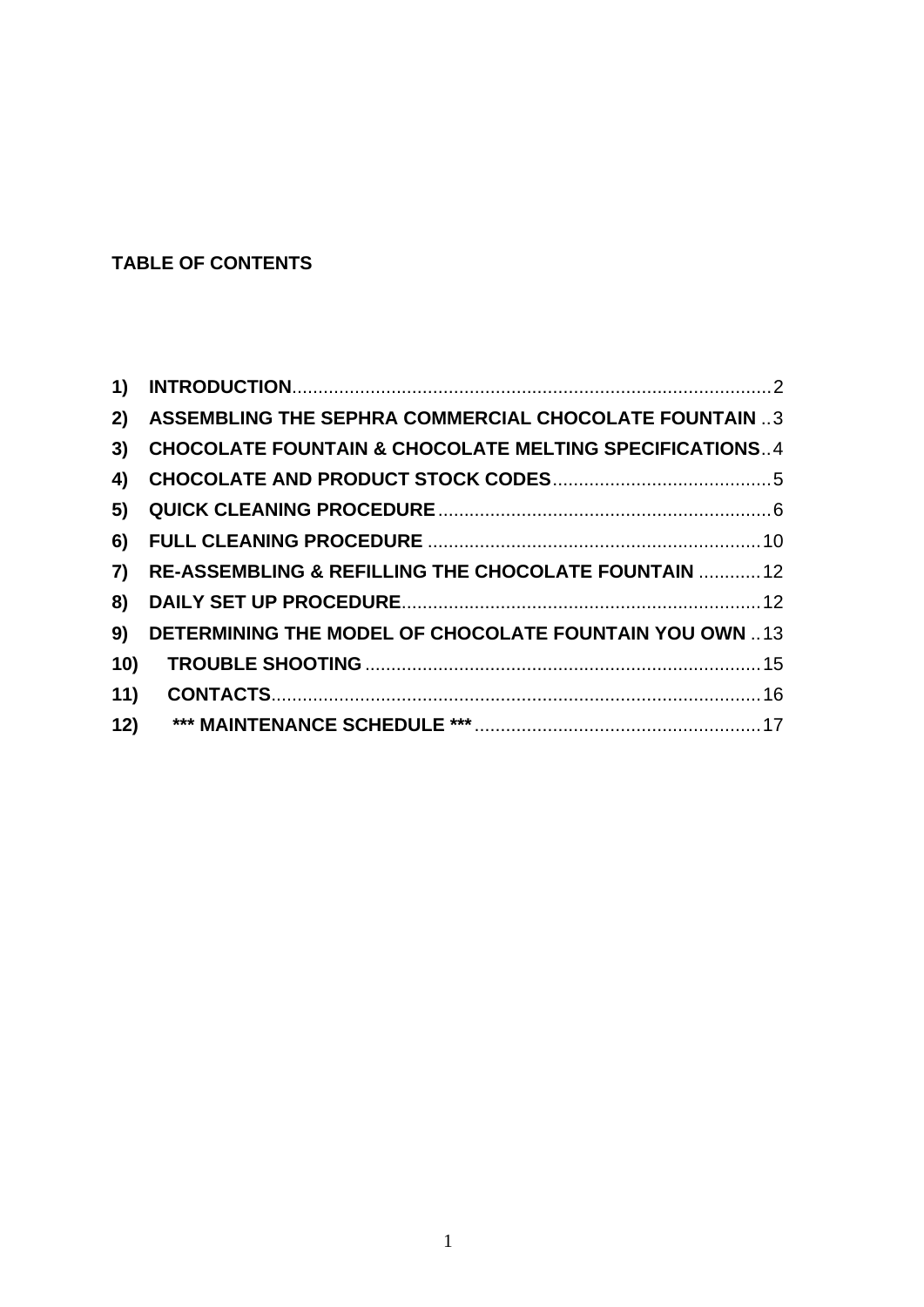**TABLE OF CONTENTS**

1) **INTRODUCTION**....................................................................................2
2) **ASSEMBLING THE SEPHRA COMMERCIAL CHOCOLATE FOUNTAIN** ..3
3) **CHOCOLATE FOUNTAIN & CHOCOLATE MELTING SPECIFICATIONS**..4
4) **CHOCOLATE AND PRODUCT STOCK CODES**..........................................5
5) **QUICK CLEANING PROCEDURE**................................................................6
6) **FULL CLEANING PROCEDURE** ................................................................10
7) **RE-ASSEMBLING & REFILLING THE CHOCOLATE FOUNTAIN** ............12
8) **DAILY SET UP PROCEDURE**.....................................................................12
9) **DETERMINING THE MODEL OF CHOCOLATE FOUNTAIN YOU OWN** ..13
10) **TROUBLE SHOOTING** ............................................................................15
11) **CONTACTS**..............................................................................................16
12) **\*\*\* MAINTENANCE SCHEDULE \*\*\***.......................................................17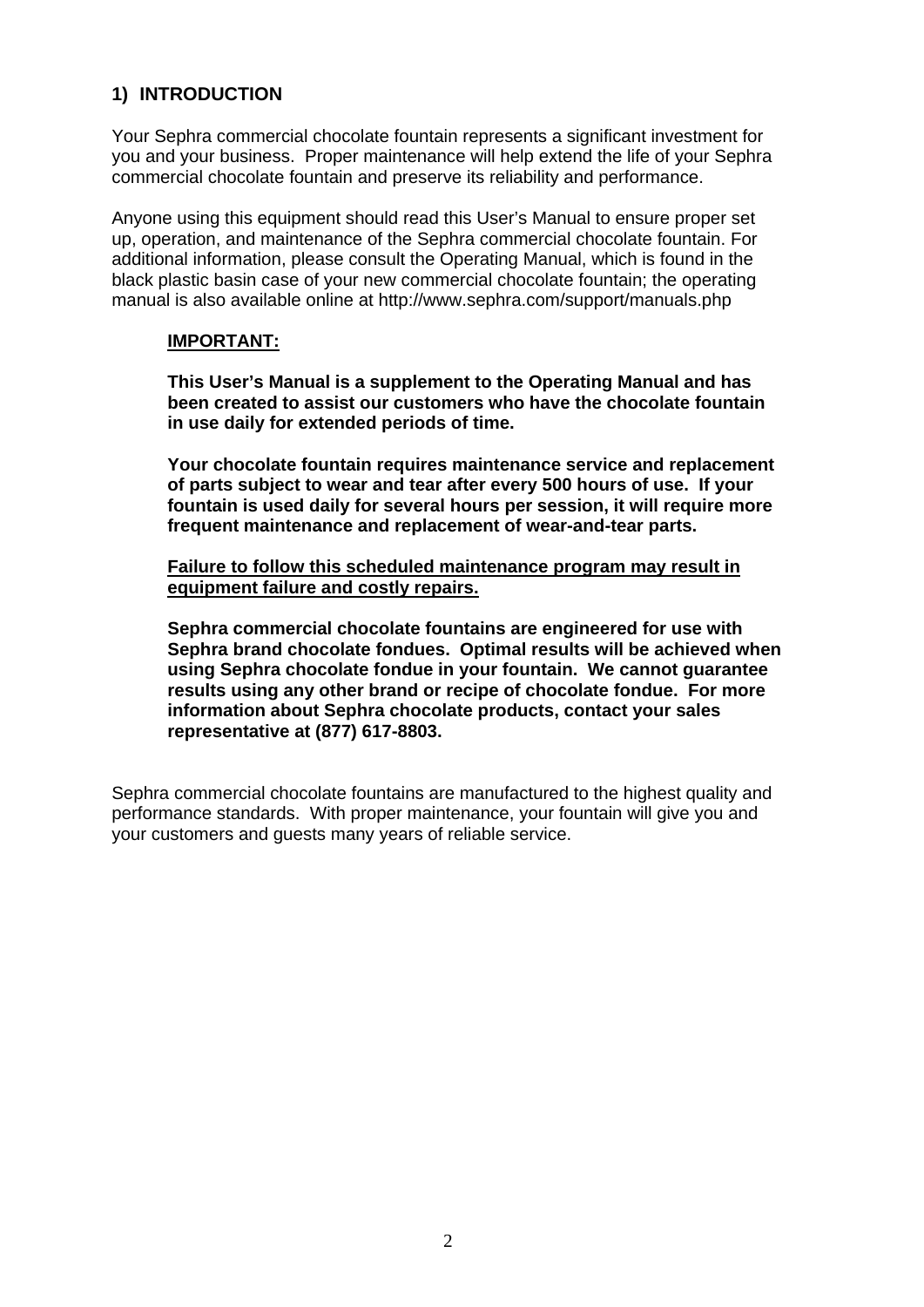## 1) INTRODUCTION

Your Sephra commercial chocolate fountain represents a significant investment for you and your business. Proper maintenance will help extend the life of your Sephra commercial chocolate fountain and preserve its reliability and performance.

Anyone using this equipment should read this User's Manual to ensure proper set up, operation, and maintenance of the Sephra commercial chocolate fountain. For additional information, please consult the Operating Manual, which is found in the black plastic basin case of your new commercial chocolate fountain; the operating manual is also available online at http://www.sephra.com/support/manuals.php

> <u>**IMPORTANT:**</u>
>
> **This User's Manual is a supplement to the Operating Manual and has been created to assist our customers who have the chocolate fountain in use daily for extended periods of time.**
>
> **Your chocolate fountain requires maintenance service and replacement of parts subject to wear and tear after every 500 hours of use. If your fountain is used daily for several hours per session, it will require more frequent maintenance and replacement of wear-and-tear parts.**
>
> <u>**Failure to follow this scheduled maintenance program may result in equipment failure and costly repairs.**</u>
>
> **Sephra commercial chocolate fountains are engineered for use with Sephra brand chocolate fondues. Optimal results will be achieved when using Sephra chocolate fondue in your fountain. We cannot guarantee results using any other brand or recipe of chocolate fondue. For more information about Sephra chocolate products, contact your sales representative at (877) 617-8803.**

Sephra commercial chocolate fountains are manufactured to the highest quality and performance standards. With proper maintenance, your fountain will give you and your customers and guests many years of reliable service.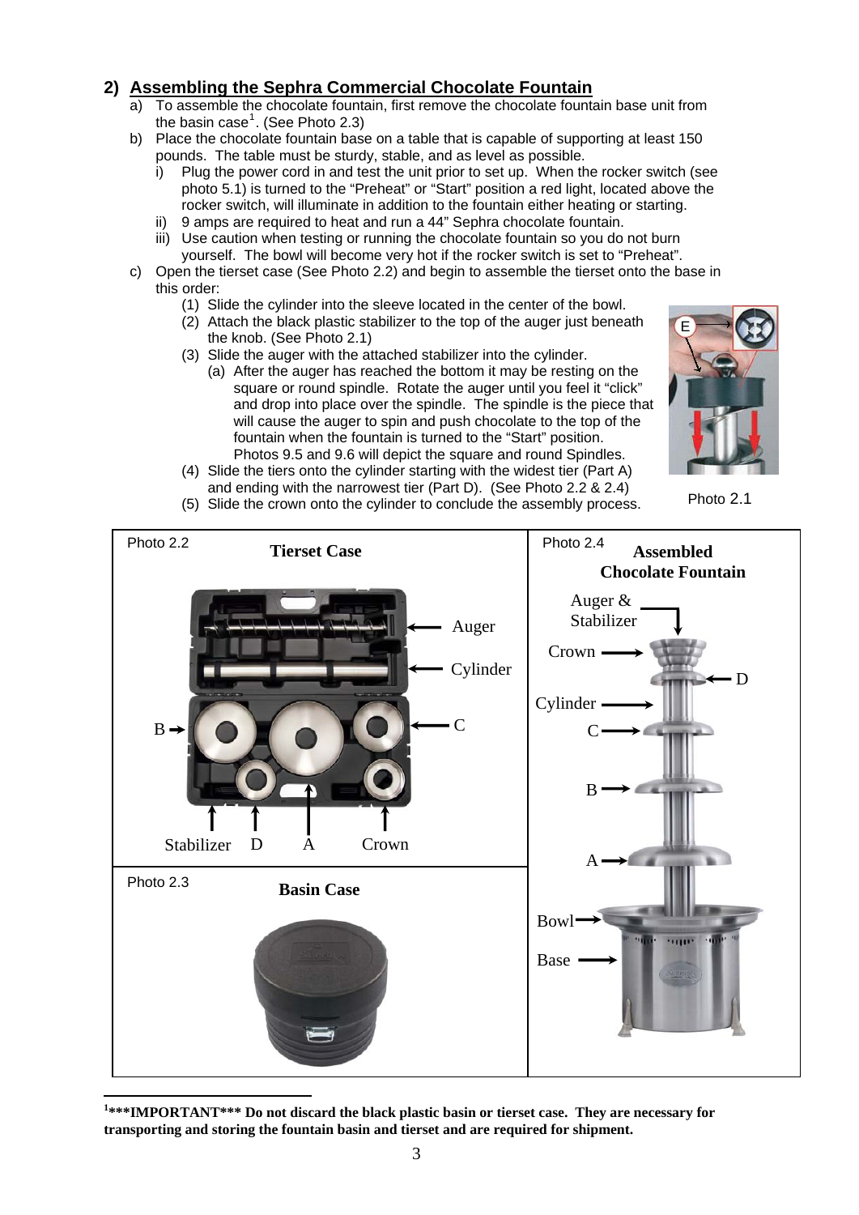## 2) Assembling the Sephra Commercial Chocolate Fountain

a) To assemble the chocolate fountain, first remove the chocolate fountain base unit from the basin case[1]. (See Photo 2.3)

b) Place the chocolate fountain base on a table that is capable of supporting at least 150 pounds. The table must be sturdy, stable, and as level as possible.

   i) Plug the power cord in and test the unit prior to set up. When the rocker switch (see photo 5.1) is turned to the "Preheat" or "Start" position a red light, located above the rocker switch, will illuminate in addition to the fountain either heating or starting.

   ii) 9 amps are required to heat and run a 44" Sephra chocolate fountain.

   iii) Use caution when testing or running the chocolate fountain so you do not burn yourself. The bowl will become very hot if the rocker switch is set to "Preheat".

c) Open the tierset case (See Photo 2.2) and begin to assemble the tierset onto the base in this order:

   (1) Slide the cylinder into the sleeve located in the center of the bowl.

   (2) Attach the black plastic stabilizer to the top of the auger just beneath the knob. (See Photo 2.1)

   (3) Slide the auger with the attached stabilizer into the cylinder.

      (a) After the auger has reached the bottom it may be resting on the square or round spindle. Rotate the auger until you feel it "click" and drop into place over the spindle. The spindle is the piece that will cause the auger to spin and push chocolate to the top of the fountain when the fountain is turned to the "Start" position. Photos 9.5 and 9.6 will depict the square and round Spindles.

   (4) Slide the tiers onto the cylinder starting with the widest tier (Part A) and ending with the narrowest tier (Part D). (See Photo 2.2 & 2.4)

   (5) Slide the crown onto the cylinder to conclude the assembly process.

Photo 2.1

Photo 2.2 **Tierset Case**

Auger, Cylinder, B, C, Stabilizer, D, A, Crown

Photo 2.3 **Basin Case**

Photo 2.4 **Assembled Chocolate Fountain**

Auger & Stabilizer, Crown, D, Cylinder, C, B, A, Bowl, Base

---

[1] **\*\*\*IMPORTANT\*\*\* Do not discard the black plastic basin or tierset case. They are necessary for transporting and storing the fountain basin and tierset and are required for shipment.**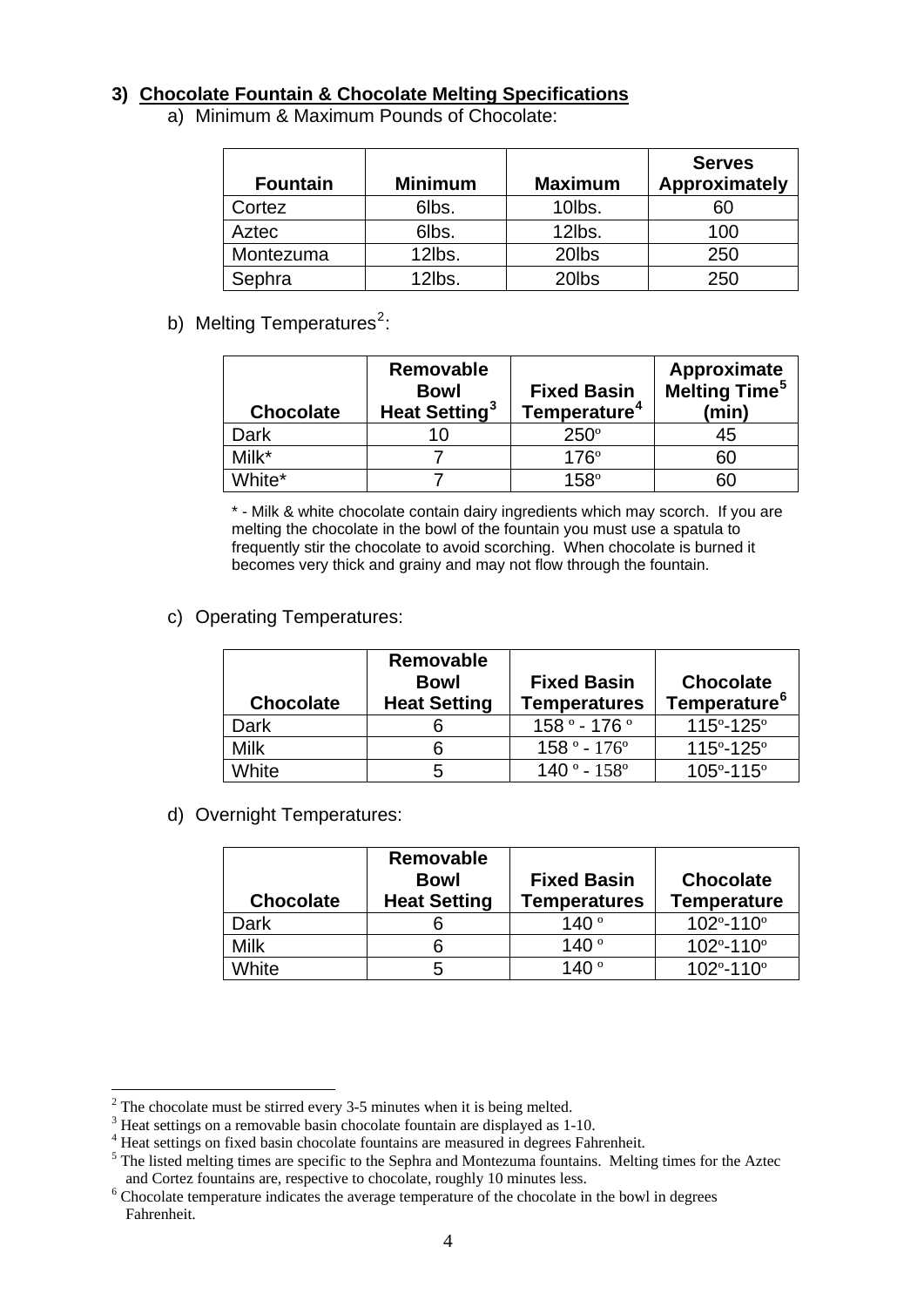## 3) Chocolate Fountain & Chocolate Melting Specifications

a) Minimum & Maximum Pounds of Chocolate:

| Fountain | Minimum | Maximum | Serves Approximately |
|---|---|---|---|
| Cortez | 6lbs. | 10lbs. | 60 |
| Aztec | 6lbs. | 12lbs. | 100 |
| Montezuma | 12lbs. | 20lbs | 250 |
| Sephra | 12lbs. | 20lbs | 250 |

b) Melting Temperatures[2]:

| Chocolate | Removable Bowl Heat Setting[3] | Fixed Basin Temperature[4] | Approximate Melting Time[5] (min) |
|---|---|---|---|
| Dark | 10 | 250º | 45 |
| Milk* | 7 | 176º | 60 |
| White* | 7 | 158º | 60 |

* - Milk & white chocolate contain dairy ingredients which may scorch. If you are melting the chocolate in the bowl of the fountain you must use a spatula to frequently stir the chocolate to avoid scorching. When chocolate is burned it becomes very thick and grainy and may not flow through the fountain.

c) Operating Temperatures:

| Chocolate | Removable Bowl Heat Setting | Fixed Basin Temperatures | Chocolate Temperature[6] |
|---|---|---|---|
| Dark | 6 | 158 º - 176 º | 115º-125º |
| Milk | 6 | 158 º - 176º | 115º-125º |
| White | 5 | 140 º - 158º | 105º-115º |

d) Overnight Temperatures:

| Chocolate | Removable Bowl Heat Setting | Fixed Basin Temperatures | Chocolate Temperature |
|---|---|---|---|
| Dark | 6 | 140 º | 102º-110º |
| Milk | 6 | 140 º | 102º-110º |
| White | 5 | 140 º | 102º-110º |

[2] The chocolate must be stirred every 3-5 minutes when it is being melted.

[3] Heat settings on a removable basin chocolate fountain are displayed as 1-10.

[4] Heat settings on fixed basin chocolate fountains are measured in degrees Fahrenheit.

[5] The listed melting times are specific to the Sephra and Montezuma fountains. Melting times for the Aztec and Cortez fountains are, respective to chocolate, roughly 10 minutes less.

[6] Chocolate temperature indicates the average temperature of the chocolate in the bowl in degrees Fahrenheit.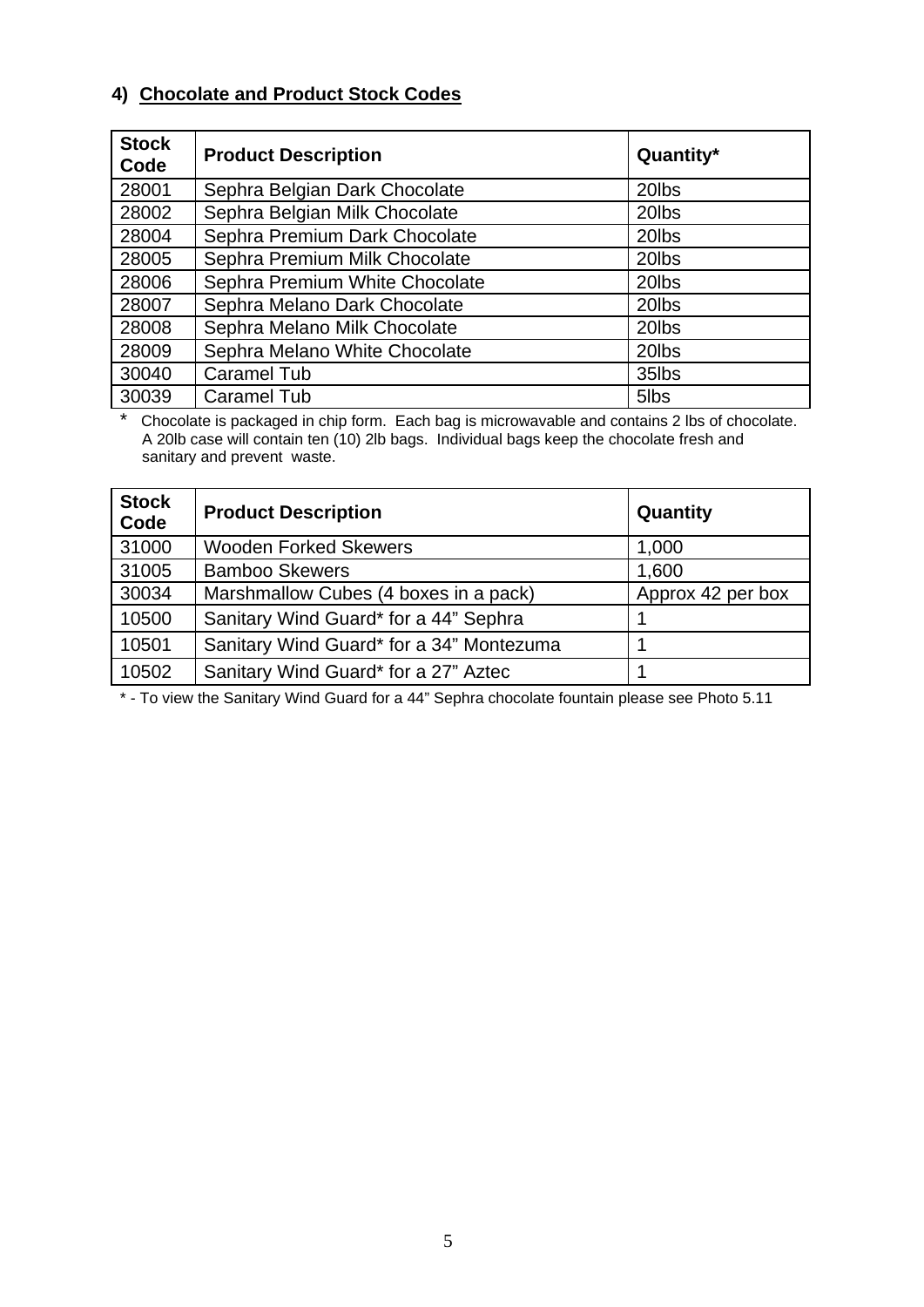#### 4) Chocolate and Product Stock Codes

| Stock Code | Product Description | Quantity* |
|---|---|---|
| 28001 | Sephra Belgian Dark Chocolate | 20lbs |
| 28002 | Sephra Belgian Milk Chocolate | 20lbs |
| 28004 | Sephra Premium Dark Chocolate | 20lbs |
| 28005 | Sephra Premium Milk Chocolate | 20lbs |
| 28006 | Sephra Premium White Chocolate | 20lbs |
| 28007 | Sephra Melano Dark Chocolate | 20lbs |
| 28008 | Sephra Melano Milk Chocolate | 20lbs |
| 28009 | Sephra Melano White Chocolate | 20lbs |
| 30040 | Caramel Tub | 35lbs |
| 30039 | Caramel Tub | 5lbs |

\* Chocolate is packaged in chip form. Each bag is microwavable and contains 2 lbs of chocolate. A 20lb case will contain ten (10) 2lb bags. Individual bags keep the chocolate fresh and sanitary and prevent waste.

| Stock Code | Product Description | Quantity |
|---|---|---|
| 31000 | Wooden Forked Skewers | 1,000 |
| 31005 | Bamboo Skewers | 1,600 |
| 30034 | Marshmallow Cubes (4 boxes in a pack) | Approx 42 per box |
| 10500 | Sanitary Wind Guard* for a 44" Sephra | 1 |
| 10501 | Sanitary Wind Guard* for a 34" Montezuma | 1 |
| 10502 | Sanitary Wind Guard* for a 27" Aztec | 1 |

\* - To view the Sanitary Wind Guard for a 44" Sephra chocolate fountain please see Photo 5.11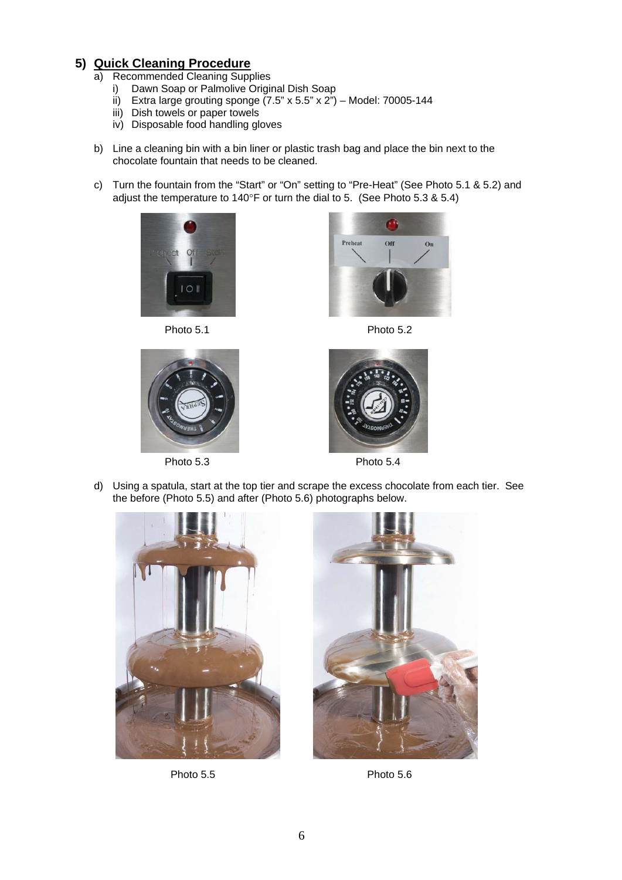## 5) Quick Cleaning Procedure

a) Recommended Cleaning Supplies
   i) Dawn Soap or Palmolive Original Dish Soap
   ii) Extra large grouting sponge (7.5" x 5.5" x 2") – Model: 70005-144
   iii) Dish towels or paper towels
   iv) Disposable food handling gloves

b) Line a cleaning bin with a bin liner or plastic trash bag and place the bin next to the chocolate fountain that needs to be cleaned.

c) Turn the fountain from the "Start" or "On" setting to "Pre-Heat" (See Photo 5.1 & 5.2) and adjust the temperature to 140°F or turn the dial to 5. (See Photo 5.3 & 5.4)

Photo 5.1

Photo 5.2

Photo 5.3

Photo 5.4

d) Using a spatula, start at the top tier and scrape the excess chocolate from each tier. See the before (Photo 5.5) and after (Photo 5.6) photographs below.

Photo 5.5

Photo 5.6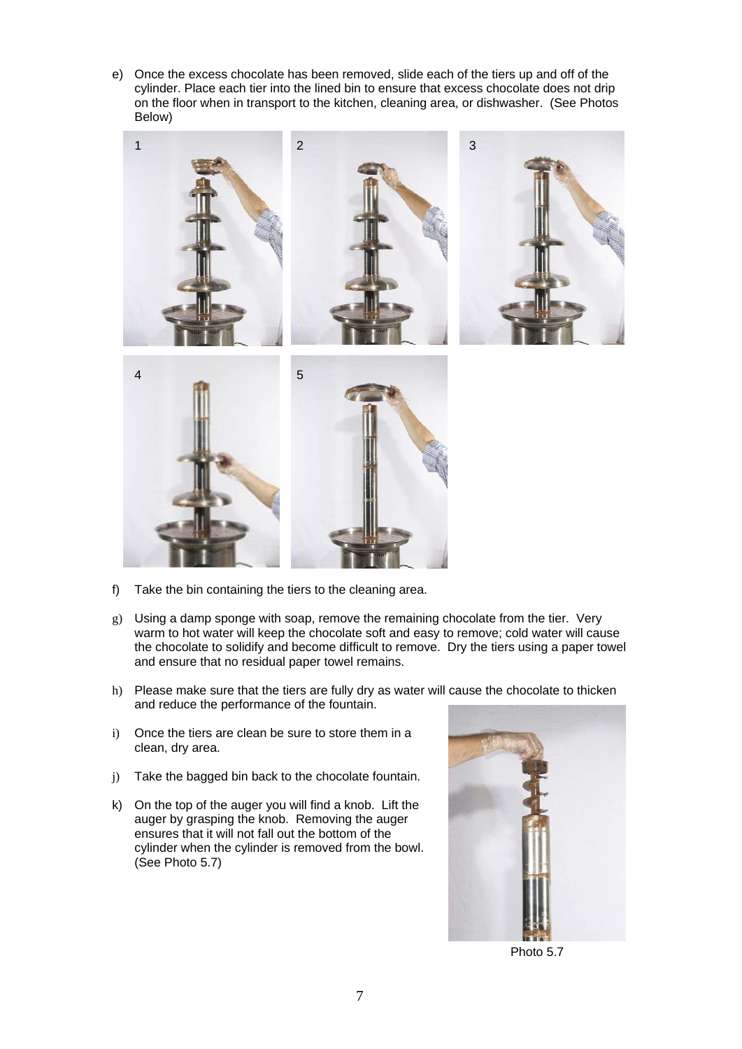e) Once the excess chocolate has been removed, slide each of the tiers up and off of the cylinder. Place each tier into the lined bin to ensure that excess chocolate does not drip on the floor when in transport to the kitchen, cleaning area, or dishwasher. (See Photos Below)

f) Take the bin containing the tiers to the cleaning area.

g) Using a damp sponge with soap, remove the remaining chocolate from the tier. Very warm to hot water will keep the chocolate soft and easy to remove; cold water will cause the chocolate to solidify and become difficult to remove. Dry the tiers using a paper towel and ensure that no residual paper towel remains.

h) Please make sure that the tiers are fully dry as water will cause the chocolate to thicken and reduce the performance of the fountain.

i) Once the tiers are clean be sure to store them in a clean, dry area.

j) Take the bagged bin back to the chocolate fountain.

k) On the top of the auger you will find a knob. Lift the auger by grasping the knob. Removing the auger ensures that it will not fall out the bottom of the cylinder when the cylinder is removed from the bowl. (See Photo 5.7)

Photo 5.7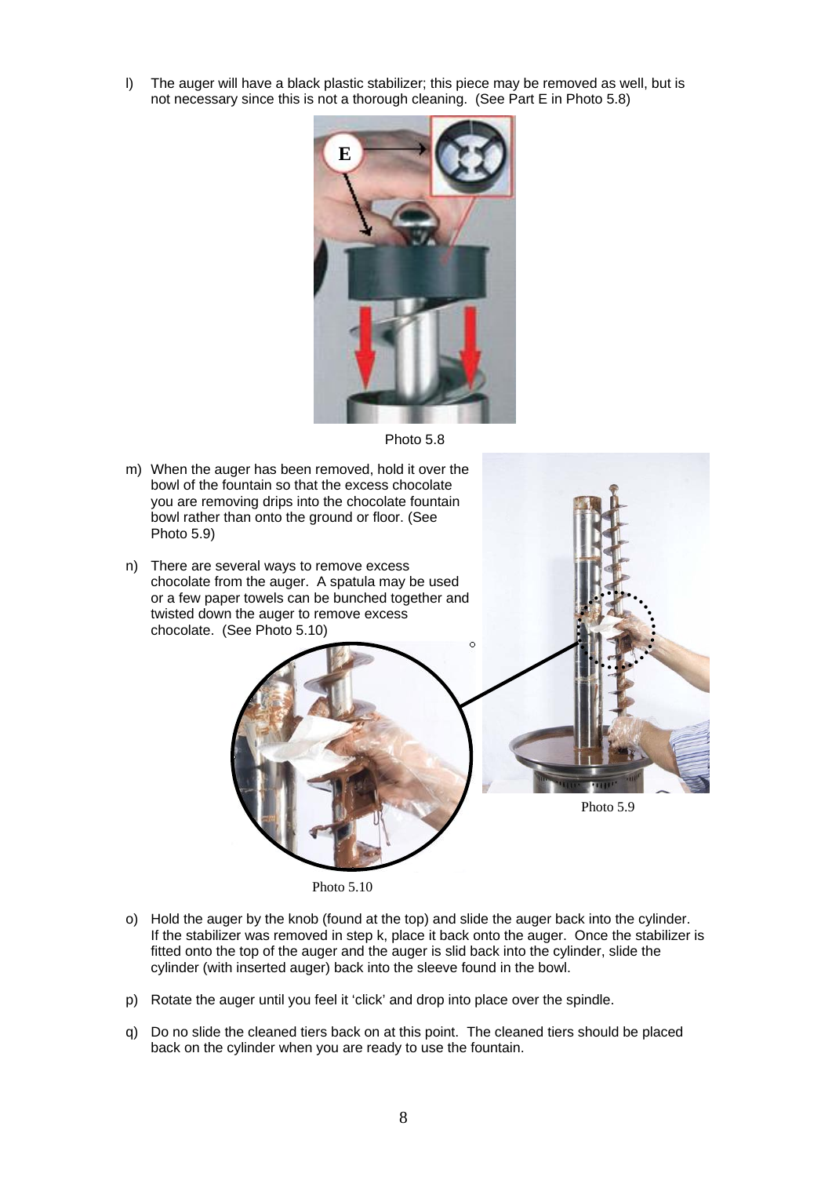l) The auger will have a black plastic stabilizer; this piece may be removed as well, but is not necessary since this is not a thorough cleaning. (See Part E in Photo 5.8)

Photo 5.8

m) When the auger has been removed, hold it over the bowl of the fountain so that the excess chocolate you are removing drips into the chocolate fountain bowl rather than onto the ground or floor. (See Photo 5.9)

n) There are several ways to remove excess chocolate from the auger. A spatula may be used or a few paper towels can be bunched together and twisted down the auger to remove excess chocolate. (See Photo 5.10)

Photo 5.9

Photo 5.10

o) Hold the auger by the knob (found at the top) and slide the auger back into the cylinder. If the stabilizer was removed in step k, place it back onto the auger. Once the stabilizer is fitted onto the top of the auger and the auger is slid back into the cylinder, slide the cylinder (with inserted auger) back into the sleeve found in the bowl.

p) Rotate the auger until you feel it 'click' and drop into place over the spindle.

q) Do no slide the cleaned tiers back on at this point. The cleaned tiers should be placed back on the cylinder when you are ready to use the fountain.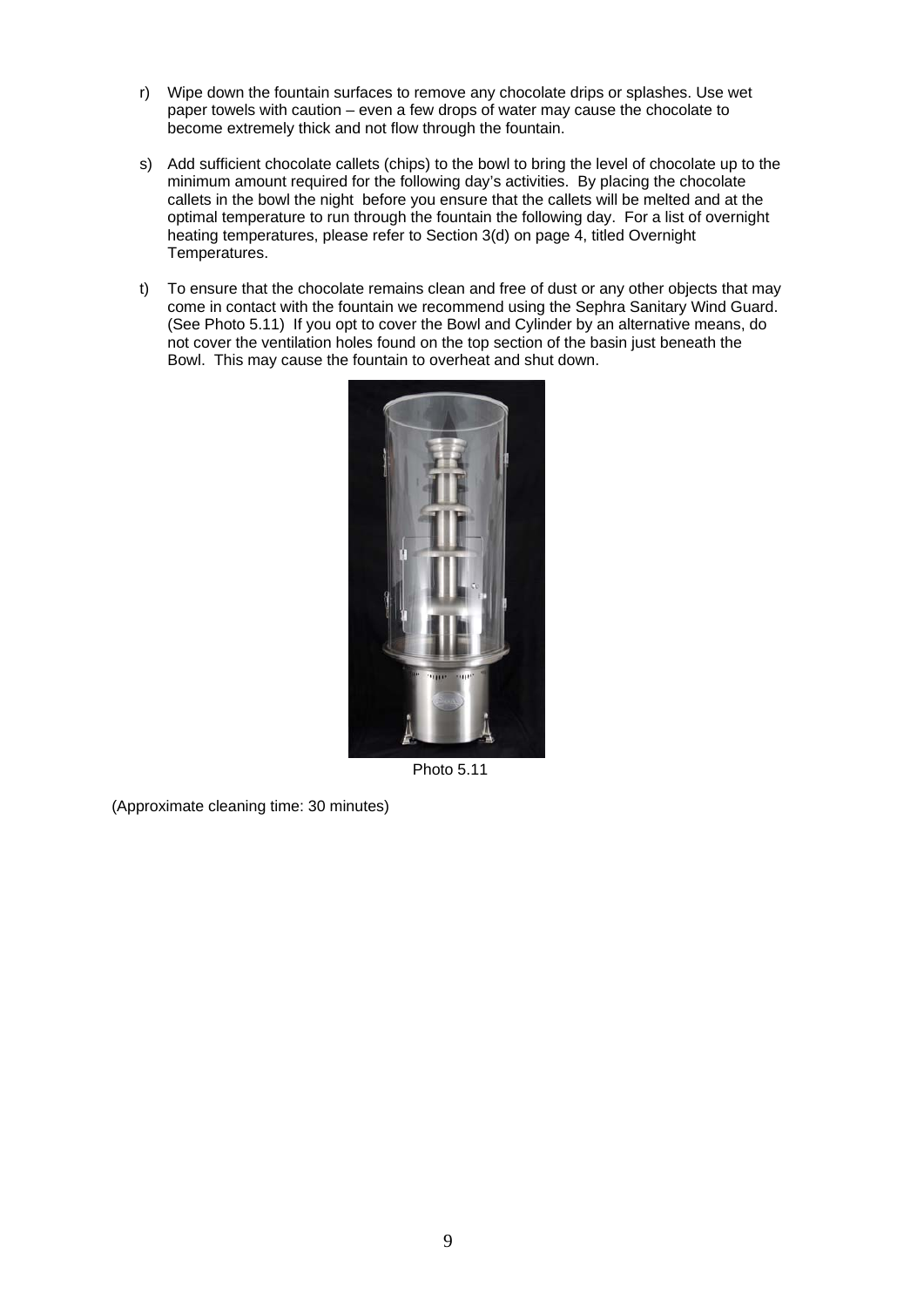r) Wipe down the fountain surfaces to remove any chocolate drips or splashes. Use wet paper towels with caution – even a few drops of water may cause the chocolate to become extremely thick and not flow through the fountain.

s) Add sufficient chocolate callets (chips) to the bowl to bring the level of chocolate up to the minimum amount required for the following day's activities. By placing the chocolate callets in the bowl the night before you ensure that the callets will be melted and at the optimal temperature to run through the fountain the following day. For a list of overnight heating temperatures, please refer to Section 3(d) on page 4, titled Overnight Temperatures.

t) To ensure that the chocolate remains clean and free of dust or any other objects that may come in contact with the fountain we recommend using the Sephra Sanitary Wind Guard. (See Photo 5.11) If you opt to cover the Bowl and Cylinder by an alternative means, do not cover the ventilation holes found on the top section of the basin just beneath the Bowl. This may cause the fountain to overheat and shut down.

Photo 5.11

(Approximate cleaning time: 30 minutes)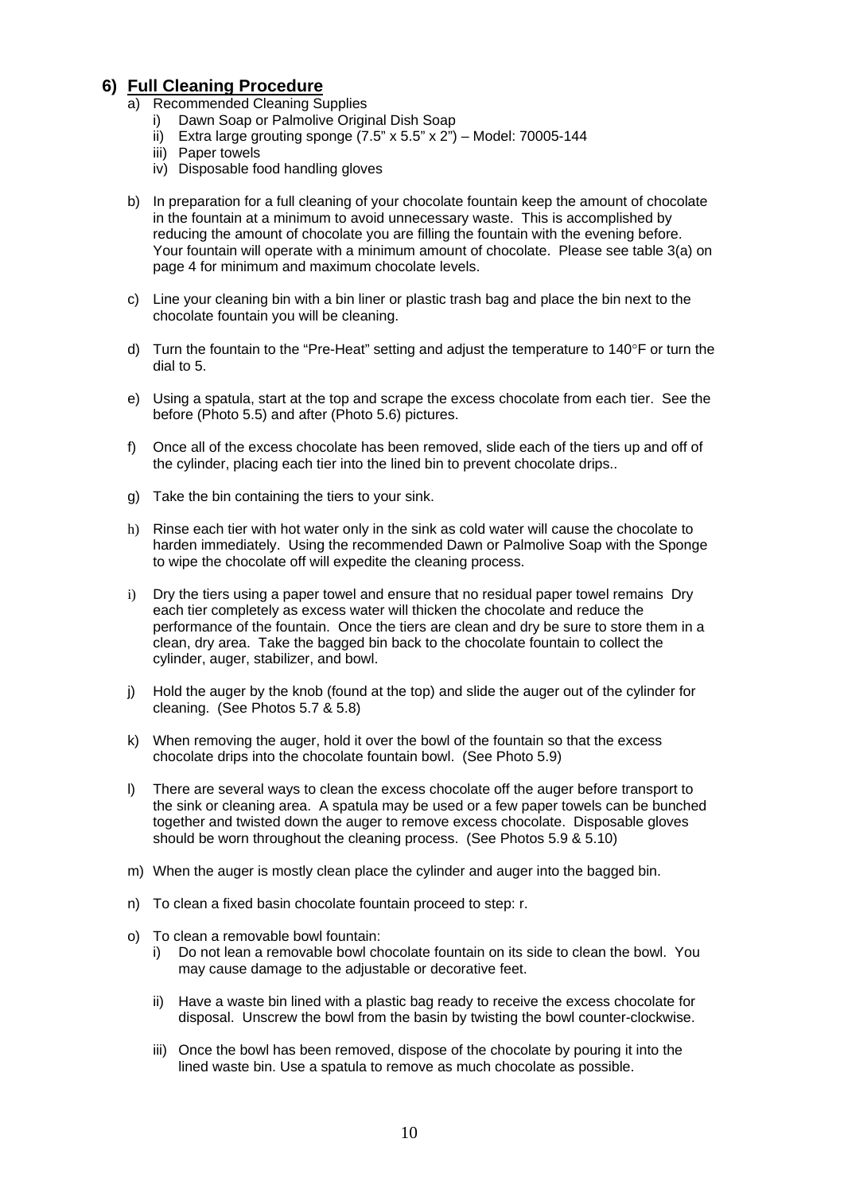## 6) Full Cleaning Procedure

a) Recommended Cleaning Supplies
   i) Dawn Soap or Palmolive Original Dish Soap
   ii) Extra large grouting sponge (7.5" x 5.5" x 2") – Model: 70005-144
   iii) Paper towels
   iv) Disposable food handling gloves

b) In preparation for a full cleaning of your chocolate fountain keep the amount of chocolate in the fountain at a minimum to avoid unnecessary waste. This is accomplished by reducing the amount of chocolate you are filling the fountain with the evening before. Your fountain will operate with a minimum amount of chocolate. Please see table 3(a) on page 4 for minimum and maximum chocolate levels.

c) Line your cleaning bin with a bin liner or plastic trash bag and place the bin next to the chocolate fountain you will be cleaning.

d) Turn the fountain to the "Pre-Heat" setting and adjust the temperature to 140°F or turn the dial to 5.

e) Using a spatula, start at the top and scrape the excess chocolate from each tier. See the before (Photo 5.5) and after (Photo 5.6) pictures.

f) Once all of the excess chocolate has been removed, slide each of the tiers up and off of the cylinder, placing each tier into the lined bin to prevent chocolate drips..

g) Take the bin containing the tiers to your sink.

h) Rinse each tier with hot water only in the sink as cold water will cause the chocolate to harden immediately. Using the recommended Dawn or Palmolive Soap with the Sponge to wipe the chocolate off will expedite the cleaning process.

i) Dry the tiers using a paper towel and ensure that no residual paper towel remains Dry each tier completely as excess water will thicken the chocolate and reduce the performance of the fountain. Once the tiers are clean and dry be sure to store them in a clean, dry area. Take the bagged bin back to the chocolate fountain to collect the cylinder, auger, stabilizer, and bowl.

j) Hold the auger by the knob (found at the top) and slide the auger out of the cylinder for cleaning. (See Photos 5.7 & 5.8)

k) When removing the auger, hold it over the bowl of the fountain so that the excess chocolate drips into the chocolate fountain bowl. (See Photo 5.9)

l) There are several ways to clean the excess chocolate off the auger before transport to the sink or cleaning area. A spatula may be used or a few paper towels can be bunched together and twisted down the auger to remove excess chocolate. Disposable gloves should be worn throughout the cleaning process. (See Photos 5.9 & 5.10)

m) When the auger is mostly clean place the cylinder and auger into the bagged bin.

n) To clean a fixed basin chocolate fountain proceed to step: r.

o) To clean a removable bowl fountain:
   i) Do not lean a removable bowl chocolate fountain on its side to clean the bowl. You may cause damage to the adjustable or decorative feet.

   ii) Have a waste bin lined with a plastic bag ready to receive the excess chocolate for disposal. Unscrew the bowl from the basin by twisting the bowl counter-clockwise.

   iii) Once the bowl has been removed, dispose of the chocolate by pouring it into the lined waste bin. Use a spatula to remove as much chocolate as possible.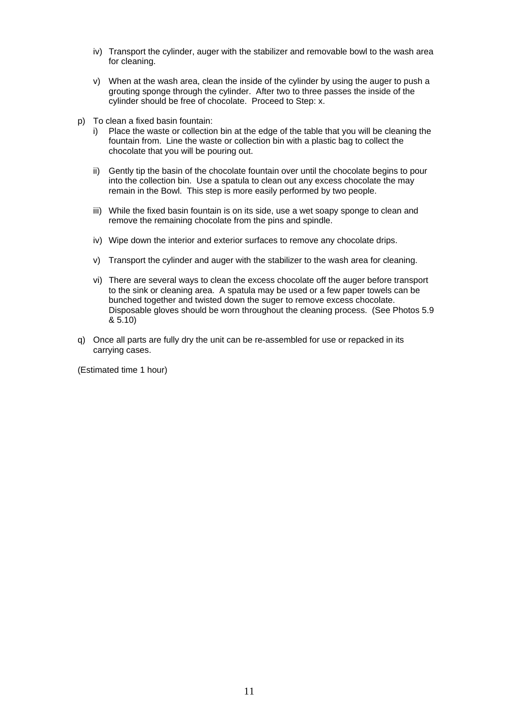iv) Transport the cylinder, auger with the stabilizer and removable bowl to the wash area for cleaning.

v) When at the wash area, clean the inside of the cylinder by using the auger to push a grouting sponge through the cylinder. After two to three passes the inside of the cylinder should be free of chocolate. Proceed to Step: x.

p) To clean a fixed basin fountain:

   i) Place the waste or collection bin at the edge of the table that you will be cleaning the fountain from. Line the waste or collection bin with a plastic bag to collect the chocolate that you will be pouring out.

   ii) Gently tip the basin of the chocolate fountain over until the chocolate begins to pour into the collection bin. Use a spatula to clean out any excess chocolate the may remain in the Bowl. This step is more easily performed by two people.

   iii) While the fixed basin fountain is on its side, use a wet soapy sponge to clean and remove the remaining chocolate from the pins and spindle.

   iv) Wipe down the interior and exterior surfaces to remove any chocolate drips.

   v) Transport the cylinder and auger with the stabilizer to the wash area for cleaning.

   vi) There are several ways to clean the excess chocolate off the auger before transport to the sink or cleaning area. A spatula may be used or a few paper towels can be bunched together and twisted down the suger to remove excess chocolate. Disposable gloves should be worn throughout the cleaning process. (See Photos 5.9 & 5.10)

q) Once all parts are fully dry the unit can be re-assembled for use or repacked in its carrying cases.

(Estimated time 1 hour)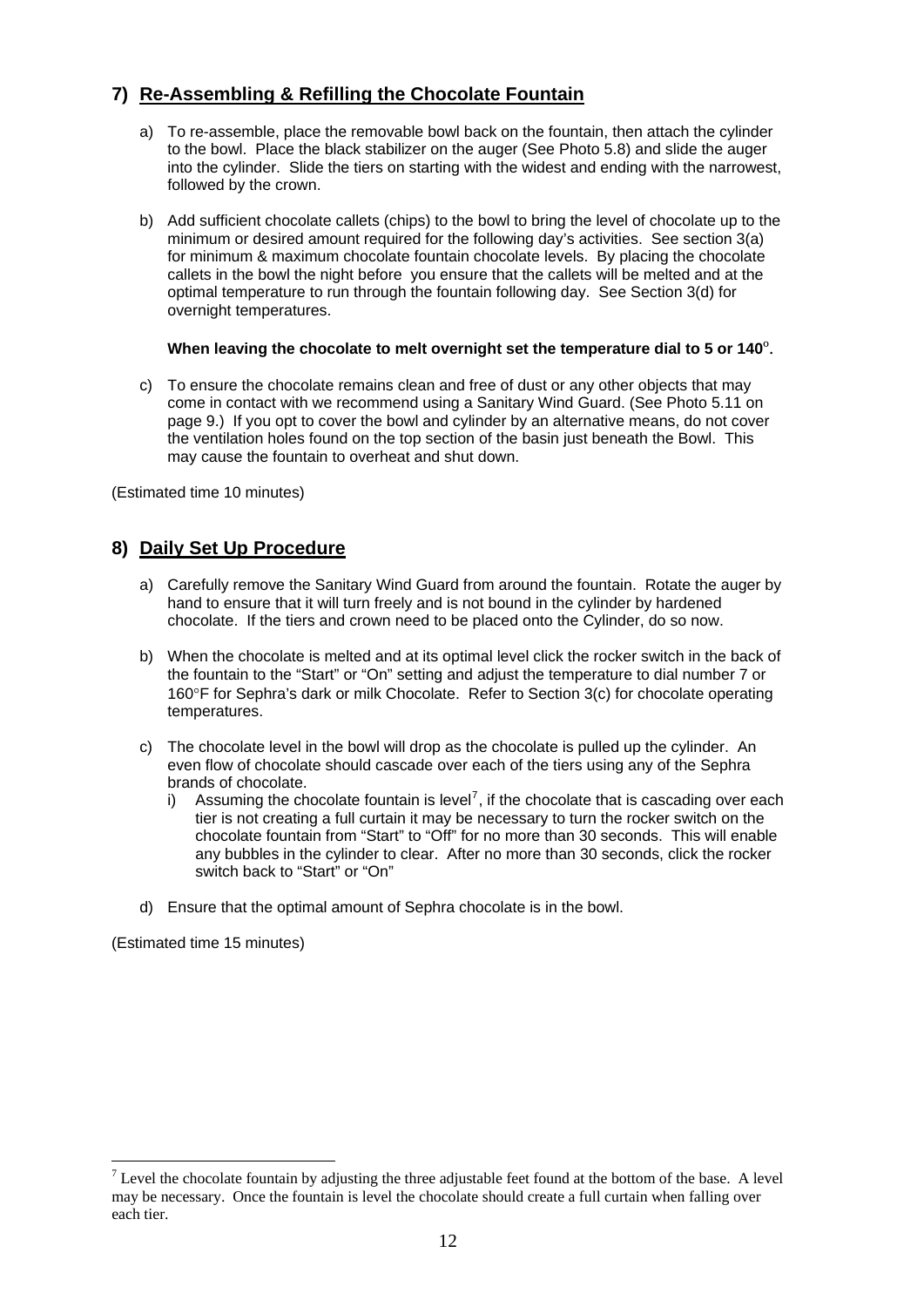## 7) Re-Assembling & Refilling the Chocolate Fountain

a) To re-assemble, place the removable bowl back on the fountain, then attach the cylinder to the bowl. Place the black stabilizer on the auger (See Photo 5.8) and slide the auger into the cylinder. Slide the tiers on starting with the widest and ending with the narrowest, followed by the crown.

b) Add sufficient chocolate callets (chips) to the bowl to bring the level of chocolate up to the minimum or desired amount required for the following day's activities. See section 3(a) for minimum & maximum chocolate fountain chocolate levels. By placing the chocolate callets in the bowl the night before you ensure that the callets will be melted and at the optimal temperature to run through the fountain following day. See Section 3(d) for overnight temperatures.

   **When leaving the chocolate to melt overnight set the temperature dial to 5 or 140°.**

c) To ensure the chocolate remains clean and free of dust or any other objects that may come in contact with we recommend using a Sanitary Wind Guard. (See Photo 5.11 on page 9.) If you opt to cover the bowl and cylinder by an alternative means, do not cover the ventilation holes found on the top section of the basin just beneath the Bowl. This may cause the fountain to overheat and shut down.

(Estimated time 10 minutes)

## 8) Daily Set Up Procedure

a) Carefully remove the Sanitary Wind Guard from around the fountain. Rotate the auger by hand to ensure that it will turn freely and is not bound in the cylinder by hardened chocolate. If the tiers and crown need to be placed onto the Cylinder, do so now.

b) When the chocolate is melted and at its optimal level click the rocker switch in the back of the fountain to the "Start" or "On" setting and adjust the temperature to dial number 7 or 160°F for Sephra's dark or milk Chocolate. Refer to Section 3(c) for chocolate operating temperatures.

c) The chocolate level in the bowl will drop as the chocolate is pulled up the cylinder. An even flow of chocolate should cascade over each of the tiers using any of the Sephra brands of chocolate.
   i) Assuming the chocolate fountain is level[7], if the chocolate that is cascading over each tier is not creating a full curtain it may be necessary to turn the rocker switch on the chocolate fountain from "Start" to "Off" for no more than 30 seconds. This will enable any bubbles in the cylinder to clear. After no more than 30 seconds, click the rocker switch back to "Start" or "On"

d) Ensure that the optimal amount of Sephra chocolate is in the bowl.

(Estimated time 15 minutes)

[7] Level the chocolate fountain by adjusting the three adjustable feet found at the bottom of the base. A level may be necessary. Once the fountain is level the chocolate should create a full curtain when falling over each tier.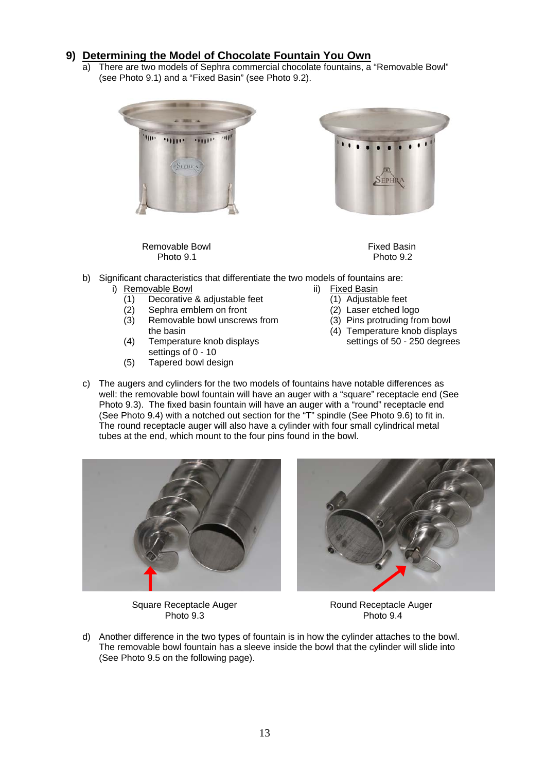## 9) Determining the Model of Chocolate Fountain You Own

a) There are two models of Sephra commercial chocolate fountains, a "Removable Bowl" (see Photo 9.1) and a "Fixed Basin" (see Photo 9.2).

Removable Bowl
Photo 9.1

Fixed Basin
Photo 9.2

b) Significant characteristics that differentiate the two models of fountains are:

i) Removable Bowl
   (1) Decorative & adjustable feet
   (2) Sephra emblem on front
   (3) Removable bowl unscrews from the basin
   (4) Temperature knob displays settings of 0 - 10
   (5) Tapered bowl design

ii) Fixed Basin
   (1) Adjustable feet
   (2) Laser etched logo
   (3) Pins protruding from bowl
   (4) Temperature knob displays settings of 50 - 250 degrees

c) The augers and cylinders for the two models of fountains have notable differences as well: the removable bowl fountain will have an auger with a "square" receptacle end (See Photo 9.3). The fixed basin fountain will have an auger with a "round" receptacle end (See Photo 9.4) with a notched out section for the "T" spindle (See Photo 9.6) to fit in. The round receptacle auger will also have a cylinder with four small cylindrical metal tubes at the end, which mount to the four pins found in the bowl.

Square Receptacle Auger
Photo 9.3

Round Receptacle Auger
Photo 9.4

d) Another difference in the two types of fountain is in how the cylinder attaches to the bowl. The removable bowl fountain has a sleeve inside the bowl that the cylinder will slide into (See Photo 9.5 on the following page).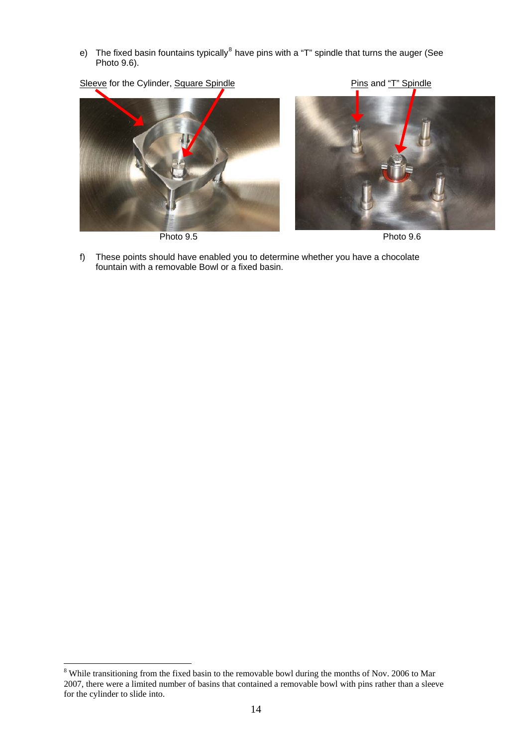e) The fixed basin fountains typically[8] have pins with a "T" spindle that turns the auger (See Photo 9.6).

Sleeve for the Cylinder, Square Spindle

Photo 9.5

Pins and "T" Spindle

Photo 9.6

f) These points should have enabled you to determine whether you have a chocolate fountain with a removable Bowl or a fixed basin.

[8] While transitioning from the fixed basin to the removable bowl during the months of Nov. 2006 to Mar 2007, there were a limited number of basins that contained a removable bowl with pins rather than a sleeve for the cylinder to slide into.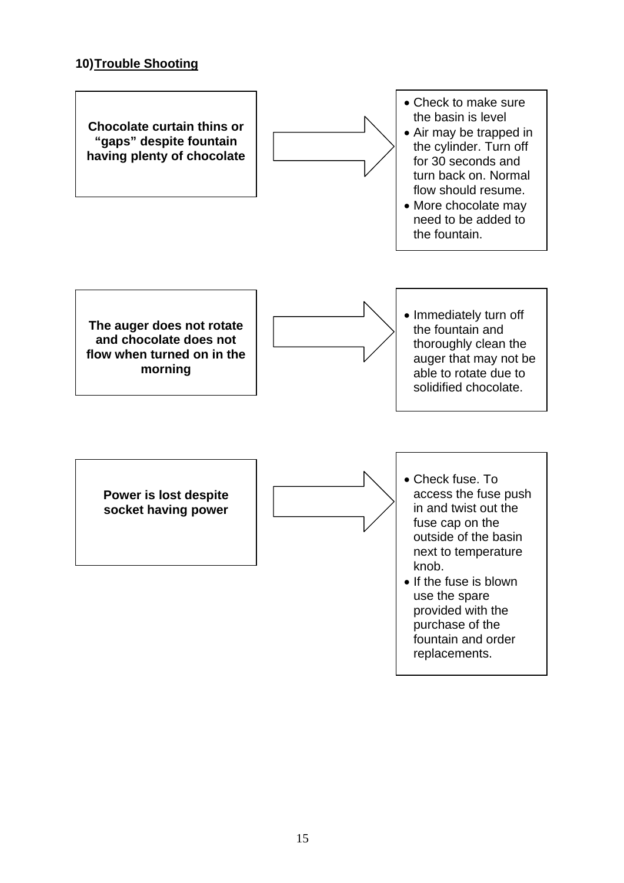## 10) Trouble Shooting

**Chocolate curtain thins or "gaps" despite fountain having plenty of chocolate**

- Check to make sure the basin is level
- Air may be trapped in the cylinder. Turn off for 30 seconds and turn back on. Normal flow should resume.
- More chocolate may need to be added to the fountain.

**The auger does not rotate and chocolate does not flow when turned on in the morning**

- Immediately turn off the fountain and thoroughly clean the auger that may not be able to rotate due to solidified chocolate.

**Power is lost despite socket having power**

- Check fuse. To access the fuse push in and twist out the fuse cap on the outside of the basin next to temperature knob.
- If the fuse is blown use the spare provided with the purchase of the fountain and order replacements.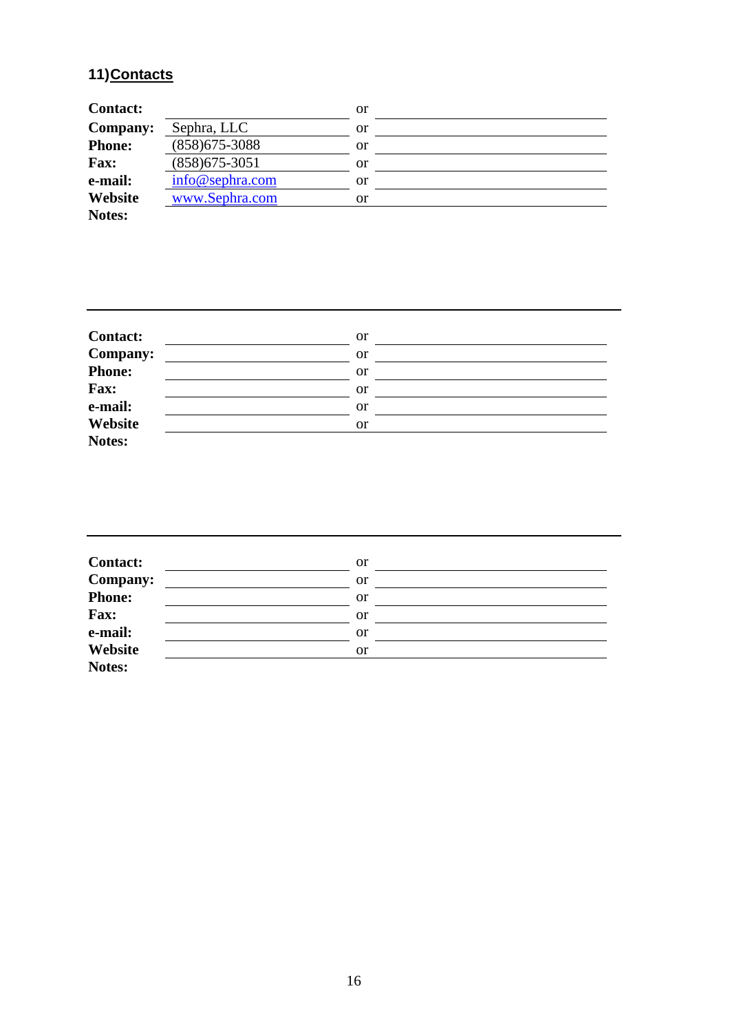## 11) Contacts

| | | | |
|---|---|---|---|
| **Contact:** | | or | |
| **Company:** | Sephra, LLC | or | |
| **Phone:** | (858)675-3088 | or | |
| **Fax:** | (858)675-3051 | or | |
| **e-mail:** | info@sephra.com | or | |
| **Website** | www.Sephra.com | or | |
| **Notes:** | | | |

---

| | | | |
|---|---|---|---|
| **Contact:** | | or | |
| **Company:** | | or | |
| **Phone:** | | or | |
| **Fax:** | | or | |
| **e-mail:** | | or | |
| **Website** | | or | |
| **Notes:** | | | |

---

| | | | |
|---|---|---|---|
| **Contact:** | | or | |
| **Company:** | | or | |
| **Phone:** | | or | |
| **Fax:** | | or | |
| **e-mail:** | | or | |
| **Website** | | or | |
| **Notes:** | | | |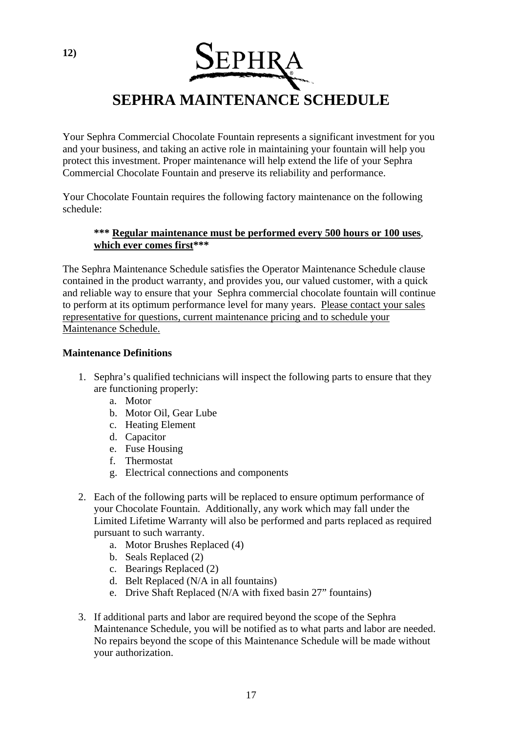12)

SEPHRA

# SEPHRA MAINTENANCE SCHEDULE

Your Sephra Commercial Chocolate Fountain represents a significant investment for you and your business, and taking an active role in maintaining your fountain will help you protect this investment. Proper maintenance will help extend the life of your Sephra Commercial Chocolate Fountain and preserve its reliability and performance.

Your Chocolate Fountain requires the following factory maintenance on the following schedule:

> **\*\*\* Regular maintenance must be performed every 500 hours or 100 uses, which ever comes first\*\*\***

The Sephra Maintenance Schedule satisfies the Operator Maintenance Schedule clause contained in the product warranty, and provides you, our valued customer, with a quick and reliable way to ensure that your Sephra commercial chocolate fountain will continue to perform at its optimum performance level for many years. Please contact your sales representative for questions, current maintenance pricing and to schedule your Maintenance Schedule.

**Maintenance Definitions**

1. Sephra's qualified technicians will inspect the following parts to ensure that they are functioning properly:
   a. Motor
   b. Motor Oil, Gear Lube
   c. Heating Element
   d. Capacitor
   e. Fuse Housing
   f. Thermostat
   g. Electrical connections and components

2. Each of the following parts will be replaced to ensure optimum performance of your Chocolate Fountain. Additionally, any work which may fall under the Limited Lifetime Warranty will also be performed and parts replaced as required pursuant to such warranty.
   a. Motor Brushes Replaced (4)
   b. Seals Replaced (2)
   c. Bearings Replaced (2)
   d. Belt Replaced (N/A in all fountains)
   e. Drive Shaft Replaced (N/A with fixed basin 27" fountains)

3. If additional parts and labor are required beyond the scope of the Sephra Maintenance Schedule, you will be notified as to what parts and labor are needed. No repairs beyond the scope of this Maintenance Schedule will be made without your authorization.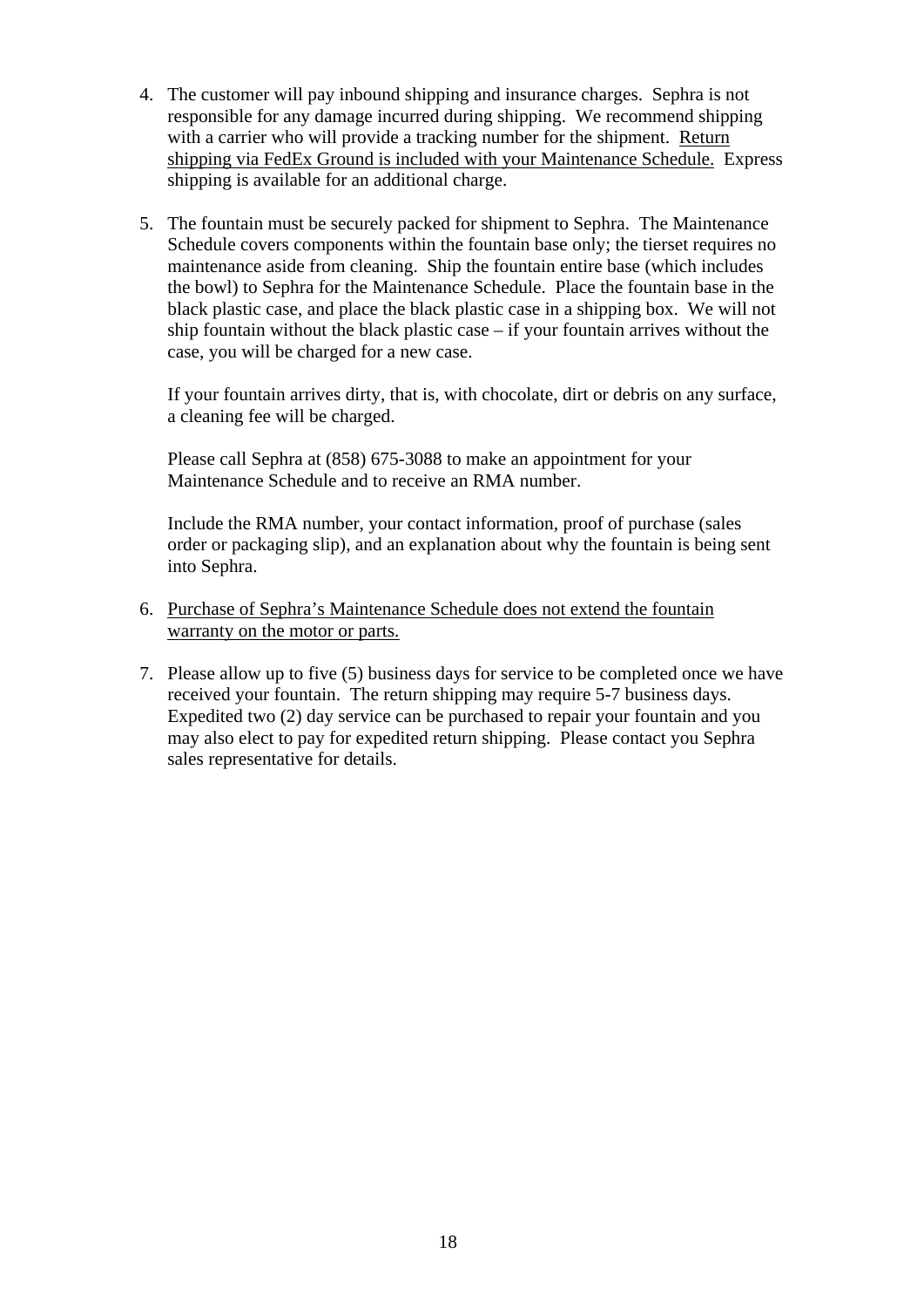4. The customer will pay inbound shipping and insurance charges. Sephra is not responsible for any damage incurred during shipping. We recommend shipping with a carrier who will provide a tracking number for the shipment. <u>Return shipping via FedEx Ground is included with your Maintenance Schedule.</u> Express shipping is available for an additional charge.

5. The fountain must be securely packed for shipment to Sephra. The Maintenance Schedule covers components within the fountain base only; the tierset requires no maintenance aside from cleaning. Ship the fountain entire base (which includes the bowl) to Sephra for the Maintenance Schedule. Place the fountain base in the black plastic case, and place the black plastic case in a shipping box. We will not ship fountain without the black plastic case – if your fountain arrives without the case, you will be charged for a new case.

   If your fountain arrives dirty, that is, with chocolate, dirt or debris on any surface, a cleaning fee will be charged.

   Please call Sephra at (858) 675-3088 to make an appointment for your Maintenance Schedule and to receive an RMA number.

   Include the RMA number, your contact information, proof of purchase (sales order or packaging slip), and an explanation about why the fountain is being sent into Sephra.

6. <u>Purchase of Sephra's Maintenance Schedule does not extend the fountain warranty on the motor or parts.</u>

7. Please allow up to five (5) business days for service to be completed once we have received your fountain. The return shipping may require 5-7 business days. Expedited two (2) day service can be purchased to repair your fountain and you may also elect to pay for expedited return shipping. Please contact you Sephra sales representative for details.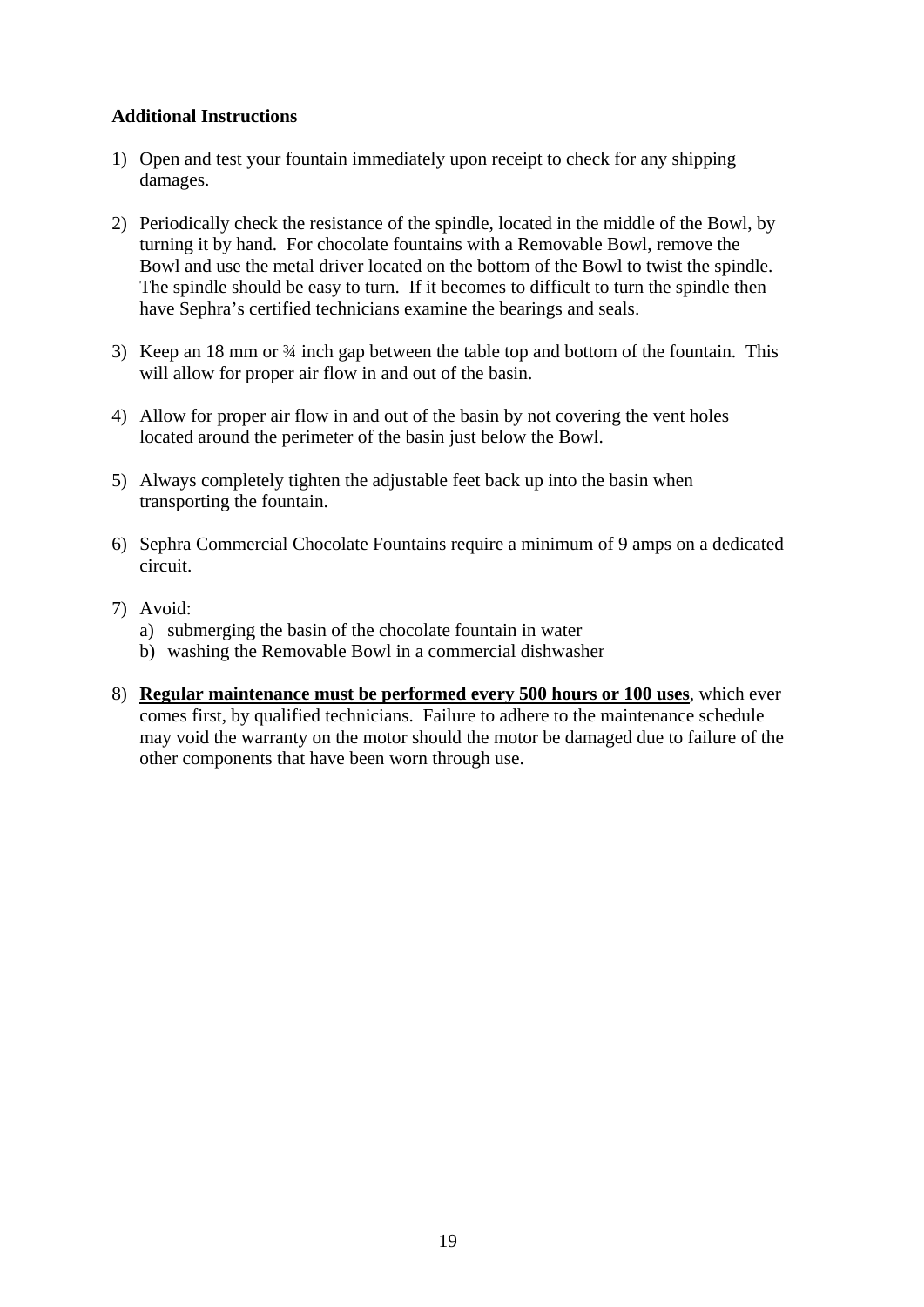**Additional Instructions**

1) Open and test your fountain immediately upon receipt to check for any shipping damages.

2) Periodically check the resistance of the spindle, located in the middle of the Bowl, by turning it by hand. For chocolate fountains with a Removable Bowl, remove the Bowl and use the metal driver located on the bottom of the Bowl to twist the spindle. The spindle should be easy to turn. If it becomes to difficult to turn the spindle then have Sephra's certified technicians examine the bearings and seals.

3) Keep an 18 mm or ¾ inch gap between the table top and bottom of the fountain. This will allow for proper air flow in and out of the basin.

4) Allow for proper air flow in and out of the basin by not covering the vent holes located around the perimeter of the basin just below the Bowl.

5) Always completely tighten the adjustable feet back up into the basin when transporting the fountain.

6) Sephra Commercial Chocolate Fountains require a minimum of 9 amps on a dedicated circuit.

7) Avoid:
   a) submerging the basin of the chocolate fountain in water
   b) washing the Removable Bowl in a commercial dishwasher

8) **Regular maintenance must be performed every 500 hours or 100 uses**, which ever comes first, by qualified technicians. Failure to adhere to the maintenance schedule may void the warranty on the motor should the motor be damaged due to failure of the other components that have been worn through use.